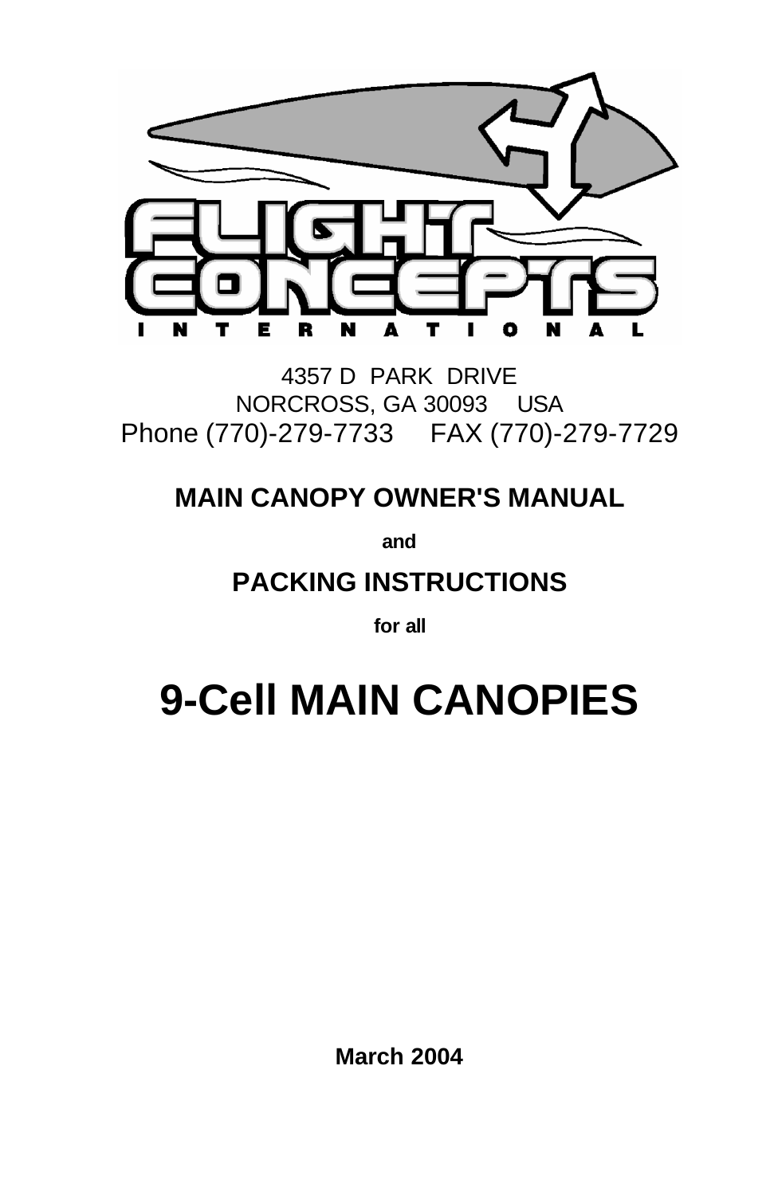FLIGHT CONCEPTS

INTERNATIONAL

4357 D PARK DRIVE
NORCROSS, GA 30093 USA
Phone (770)-279-7733 FAX (770)-279-7729

## MAIN CANOPY OWNER'S MANUAL

**and**

## PACKING INSTRUCTIONS

**for all**

# 9-Cell MAIN CANOPIES

**March 2004**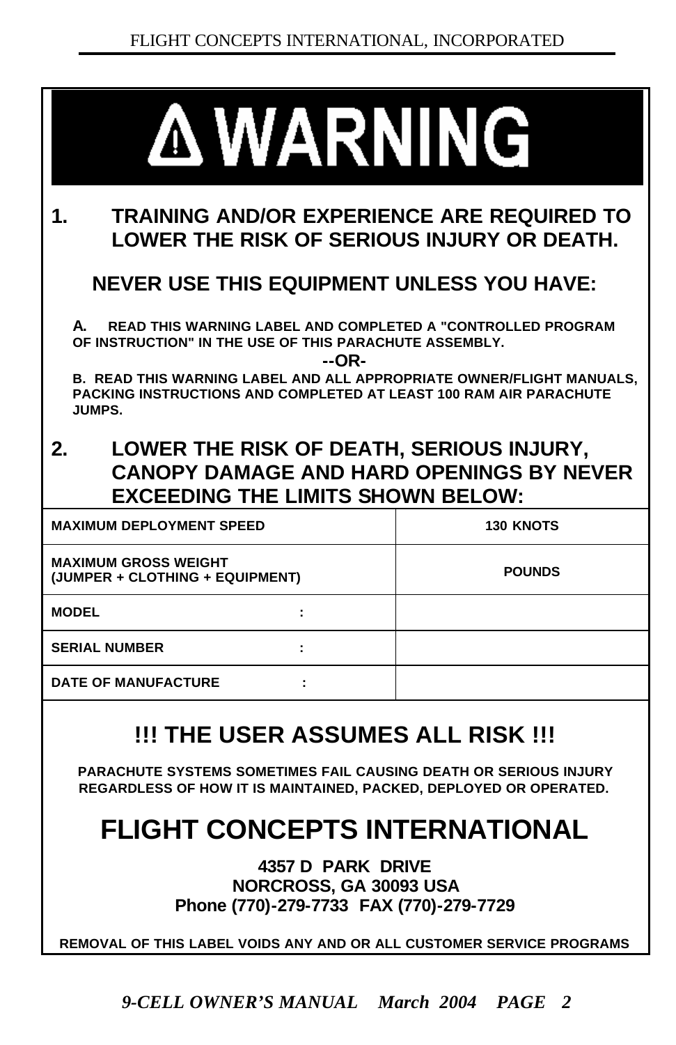# ⚠ WARNING

## 1. TRAINING AND/OR EXPERIENCE ARE REQUIRED TO LOWER THE RISK OF SERIOUS INJURY OR DEATH.

### NEVER USE THIS EQUIPMENT UNLESS YOU HAVE:

**A. READ THIS WARNING LABEL AND COMPLETED A "CONTROLLED PROGRAM OF INSTRUCTION" IN THE USE OF THIS PARACHUTE ASSEMBLY.**

**--OR-**

**B. READ THIS WARNING LABEL AND ALL APPROPRIATE OWNER/FLIGHT MANUALS, PACKING INSTRUCTIONS AND COMPLETED AT LEAST 100 RAM AIR PARACHUTE JUMPS.**

## 2. LOWER THE RISK OF DEATH, SERIOUS INJURY, CANOPY DAMAGE AND HARD OPENINGS BY NEVER EXCEEDING THE LIMITS SHOWN BELOW:

| | |
|---|---|
| **MAXIMUM DEPLOYMENT SPEED** | **130 KNOTS** |
| **MAXIMUM GROSS WEIGHT (JUMPER + CLOTHING + EQUIPMENT)** | **POUNDS** |
| **MODEL :** | |
| **SERIAL NUMBER :** | |
| **DATE OF MANUFACTURE :** | |

## !!! THE USER ASSUMES ALL RISK !!!

**PARACHUTE SYSTEMS SOMETIMES FAIL CAUSING DEATH OR SERIOUS INJURY REGARDLESS OF HOW IT IS MAINTAINED, PACKED, DEPLOYED OR OPERATED.**

# FLIGHT CONCEPTS INTERNATIONAL

**4357 D PARK DRIVE**
**NORCROSS, GA 30093 USA**
**Phone (770)-279-7733 FAX (770)-279-7729**

**REMOVAL OF THIS LABEL VOIDS ANY AND OR ALL CUSTOMER SERVICE PROGRAMS**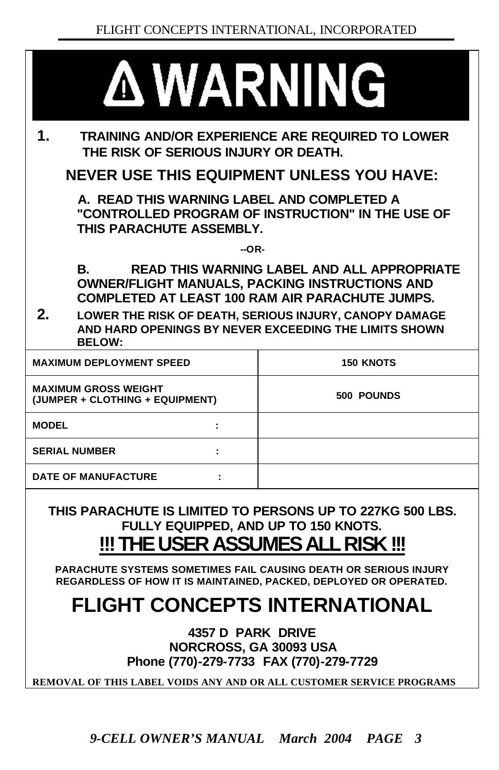# ⚠ WARNING

**1. TRAINING AND/OR EXPERIENCE ARE REQUIRED TO LOWER THE RISK OF SERIOUS INJURY OR DEATH.**

**NEVER USE THIS EQUIPMENT UNLESS YOU HAVE:**

**A. READ THIS WARNING LABEL AND COMPLETED A "CONTROLLED PROGRAM OF INSTRUCTION" IN THE USE OF THIS PARACHUTE ASSEMBLY.**

**--OR-**

**B. READ THIS WARNING LABEL AND ALL APPROPRIATE OWNER/FLIGHT MANUALS, PACKING INSTRUCTIONS AND COMPLETED AT LEAST 100 RAM AIR PARACHUTE JUMPS.**

**2. LOWER THE RISK OF DEATH, SERIOUS INJURY, CANOPY DAMAGE AND HARD OPENINGS BY NEVER EXCEEDING THE LIMITS SHOWN BELOW:**

| | |
|---|---|
| **MAXIMUM DEPLOYMENT SPEED** | **150 KNOTS** |
| **MAXIMUM GROSS WEIGHT (JUMPER + CLOTHING + EQUIPMENT)** | **500 POUNDS** |
| **MODEL :** | |
| **SERIAL NUMBER :** | |
| **DATE OF MANUFACTURE :** | |

**THIS PARACHUTE IS LIMITED TO PERSONS UP TO 227KG 500 LBS. FULLY EQUIPPED, AND UP TO 150 KNOTS.**

**<u>!!! THE USER ASSUMES ALL RISK !!!</u>**

**PARACHUTE SYSTEMS SOMETIMES FAIL CAUSING DEATH OR SERIOUS INJURY REGARDLESS OF HOW IT IS MAINTAINED, PACKED, DEPLOYED OR OPERATED.**

## FLIGHT CONCEPTS INTERNATIONAL

**4357 D PARK DRIVE**
**NORCROSS, GA 30093 USA**
**Phone (770)-279-7733 FAX (770)-279-7729**

**REMOVAL OF THIS LABEL VOIDS ANY AND OR ALL CUSTOMER SERVICE PROGRAMS**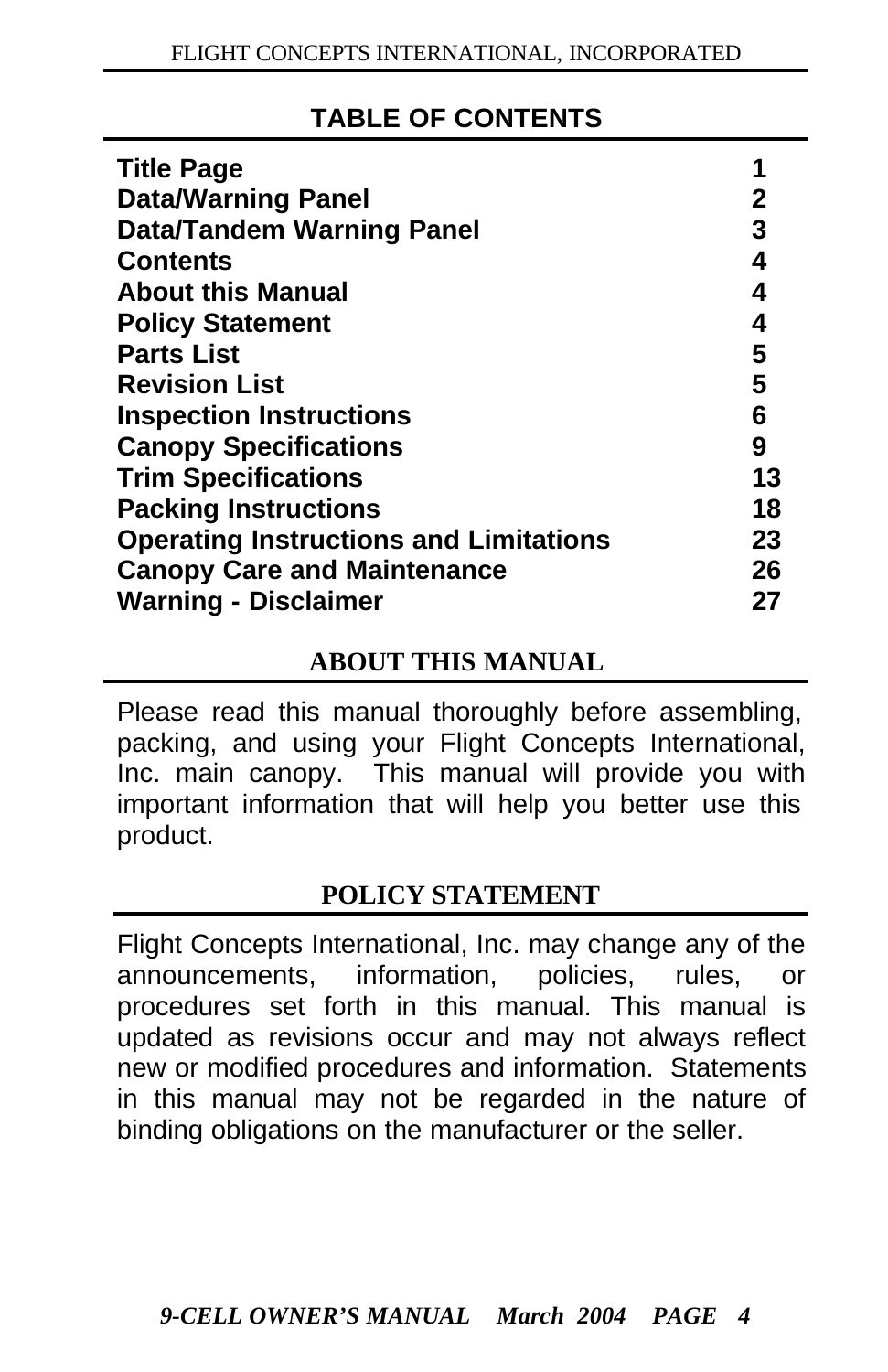## TABLE OF CONTENTS

| | |
|---|---|
| **Title Page** | **1** |
| **Data/Warning Panel** | **2** |
| **Data/Tandem Warning Panel** | **3** |
| **Contents** | **4** |
| **About this Manual** | **4** |
| **Policy Statement** | **4** |
| **Parts List** | **5** |
| **Revision List** | **5** |
| **Inspection Instructions** | **6** |
| **Canopy Specifications** | **9** |
| **Trim Specifications** | **13** |
| **Packing Instructions** | **18** |
| **Operating Instructions and Limitations** | **23** |
| **Canopy Care and Maintenance** | **26** |
| **Warning - Disclaimer** | **27** |

## ABOUT THIS MANUAL

Please read this manual thoroughly before assembling, packing, and using your Flight Concepts International, Inc. main canopy. This manual will provide you with important information that will help you better use this product.

## POLICY STATEMENT

Flight Concepts International, Inc. may change any of the announcements, information, policies, rules, or procedures set forth in this manual. This manual is updated as revisions occur and may not always reflect new or modified procedures and information. Statements in this manual may not be regarded in the nature of binding obligations on the manufacturer or the seller.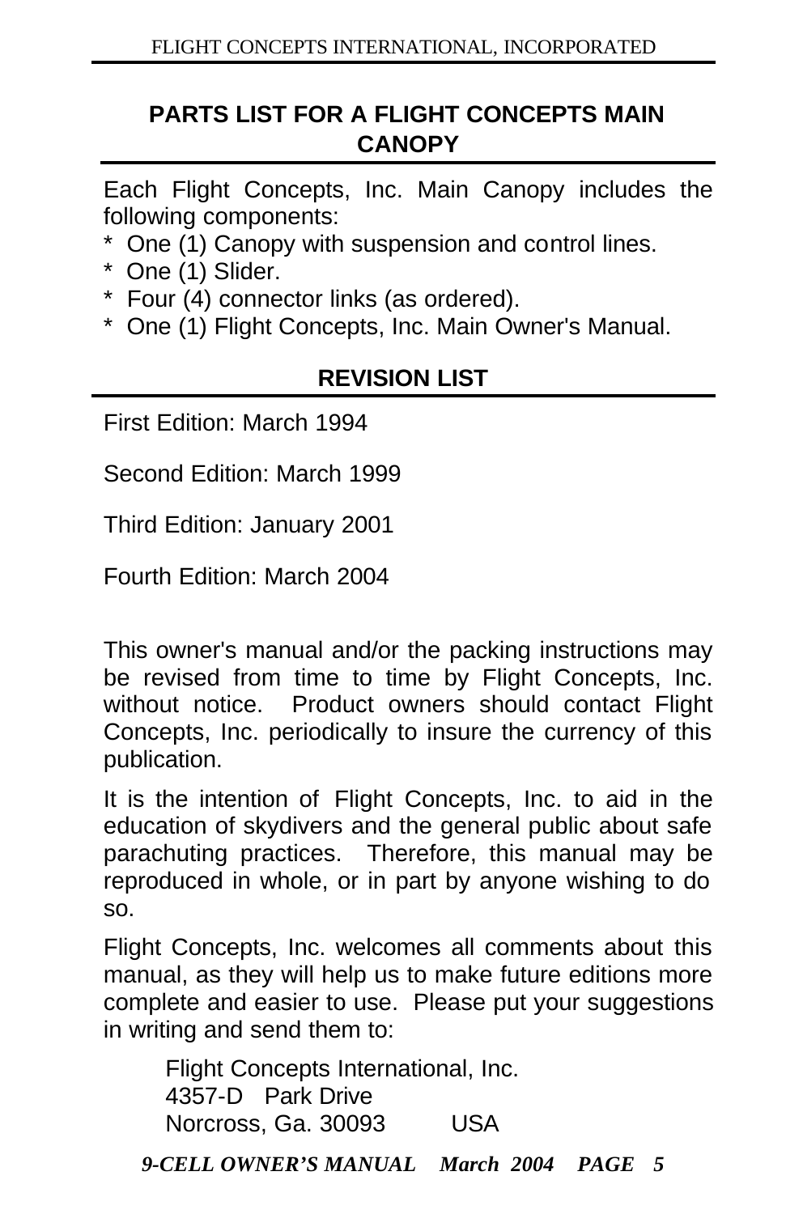## PARTS LIST FOR A FLIGHT CONCEPTS MAIN CANOPY

Each Flight Concepts, Inc. Main Canopy includes the following components:

* One (1) Canopy with suspension and control lines.
* One (1) Slider.
* Four (4) connector links (as ordered).
* One (1) Flight Concepts, Inc. Main Owner's Manual.

## REVISION LIST

First Edition: March 1994

Second Edition: March 1999

Third Edition: January 2001

Fourth Edition: March 2004

This owner's manual and/or the packing instructions may be revised from time to time by Flight Concepts, Inc. without notice. Product owners should contact Flight Concepts, Inc. periodically to insure the currency of this publication.

It is the intention of Flight Concepts, Inc. to aid in the education of skydivers and the general public about safe parachuting practices. Therefore, this manual may be reproduced in whole, or in part by anyone wishing to do so.

Flight Concepts, Inc. welcomes all comments about this manual, as they will help us to make future editions more complete and easier to use. Please put your suggestions in writing and send them to:

Flight Concepts International, Inc.
4357-D Park Drive
Norcross, Ga. 30093 USA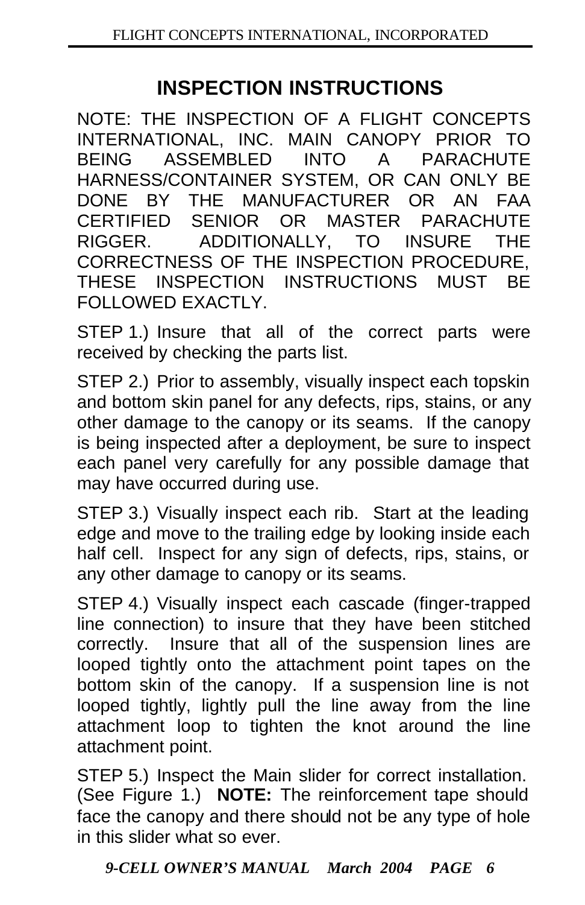## INSPECTION INSTRUCTIONS

NOTE: THE INSPECTION OF A FLIGHT CONCEPTS INTERNATIONAL, INC. MAIN CANOPY PRIOR TO BEING ASSEMBLED INTO A PARACHUTE HARNESS/CONTAINER SYSTEM, OR CAN ONLY BE DONE BY THE MANUFACTURER OR AN FAA CERTIFIED SENIOR OR MASTER PARACHUTE RIGGER. ADDITIONALLY, TO INSURE THE CORRECTNESS OF THE INSPECTION PROCEDURE, THESE INSPECTION INSTRUCTIONS MUST BE FOLLOWED EXACTLY.

STEP 1.) Insure that all of the correct parts were received by checking the parts list.

STEP 2.) Prior to assembly, visually inspect each topskin and bottom skin panel for any defects, rips, stains, or any other damage to the canopy or its seams. If the canopy is being inspected after a deployment, be sure to inspect each panel very carefully for any possible damage that may have occurred during use.

STEP 3.) Visually inspect each rib. Start at the leading edge and move to the trailing edge by looking inside each half cell. Inspect for any sign of defects, rips, stains, or any other damage to canopy or its seams.

STEP 4.) Visually inspect each cascade (finger-trapped line connection) to insure that they have been stitched correctly. Insure that all of the suspension lines are looped tightly onto the attachment point tapes on the bottom skin of the canopy. If a suspension line is not looped tightly, lightly pull the line away from the line attachment loop to tighten the knot around the line attachment point.

STEP 5.) Inspect the Main slider for correct installation. (See Figure 1.) **NOTE:** The reinforcement tape should face the canopy and there should not be any type of hole in this slider what so ever.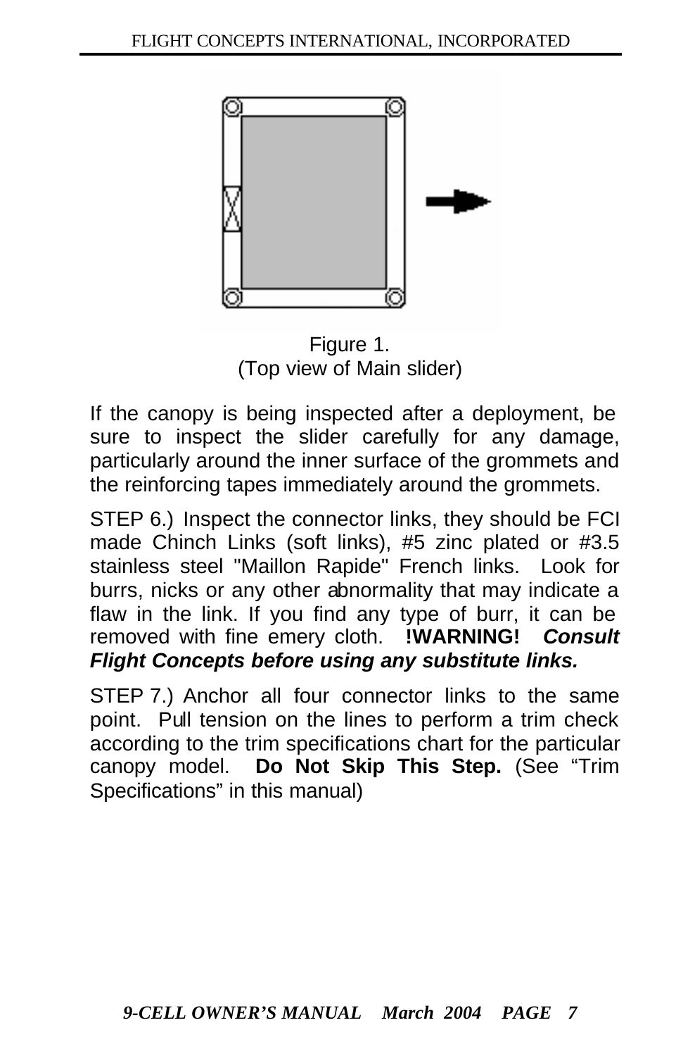Figure 1.
(Top view of Main slider)

If the canopy is being inspected after a deployment, be sure to inspect the slider carefully for any damage, particularly around the inner surface of the grommets and the reinforcing tapes immediately around the grommets.

STEP 6.) Inspect the connector links, they should be FCI made Chinch Links (soft links), #5 zinc plated or #3.5 stainless steel "Maillon Rapide" French links. Look for burrs, nicks or any other abnormality that may indicate a flaw in the link. If you find any type of burr, it can be removed with fine emery cloth. **!WARNING!** ***Consult Flight Concepts before using any substitute links.***

STEP 7.) Anchor all four connector links to the same point. Pull tension on the lines to perform a trim check according to the trim specifications chart for the particular canopy model. **Do Not Skip This Step.** (See "Trim Specifications" in this manual)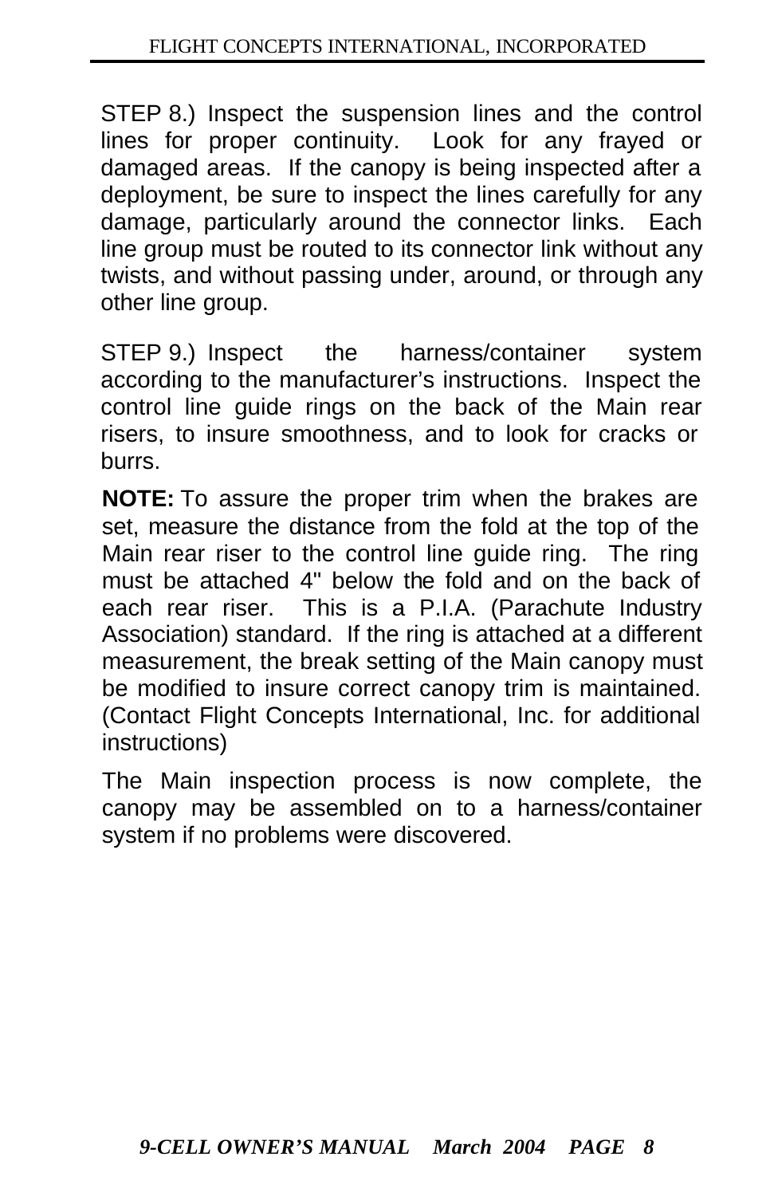STEP 8.) Inspect the suspension lines and the control lines for proper continuity. Look for any frayed or damaged areas. If the canopy is being inspected after a deployment, be sure to inspect the lines carefully for any damage, particularly around the connector links. Each line group must be routed to its connector link without any twists, and without passing under, around, or through any other line group.

STEP 9.) Inspect the harness/container system according to the manufacturer's instructions. Inspect the control line guide rings on the back of the Main rear risers, to insure smoothness, and to look for cracks or burrs.

**NOTE:** To assure the proper trim when the brakes are set, measure the distance from the fold at the top of the Main rear riser to the control line guide ring. The ring must be attached 4" below the fold and on the back of each rear riser. This is a P.I.A. (Parachute Industry Association) standard. If the ring is attached at a different measurement, the break setting of the Main canopy must be modified to insure correct canopy trim is maintained. (Contact Flight Concepts International, Inc. for additional instructions)

The Main inspection process is now complete, the canopy may be assembled on to a harness/container system if no problems were discovered.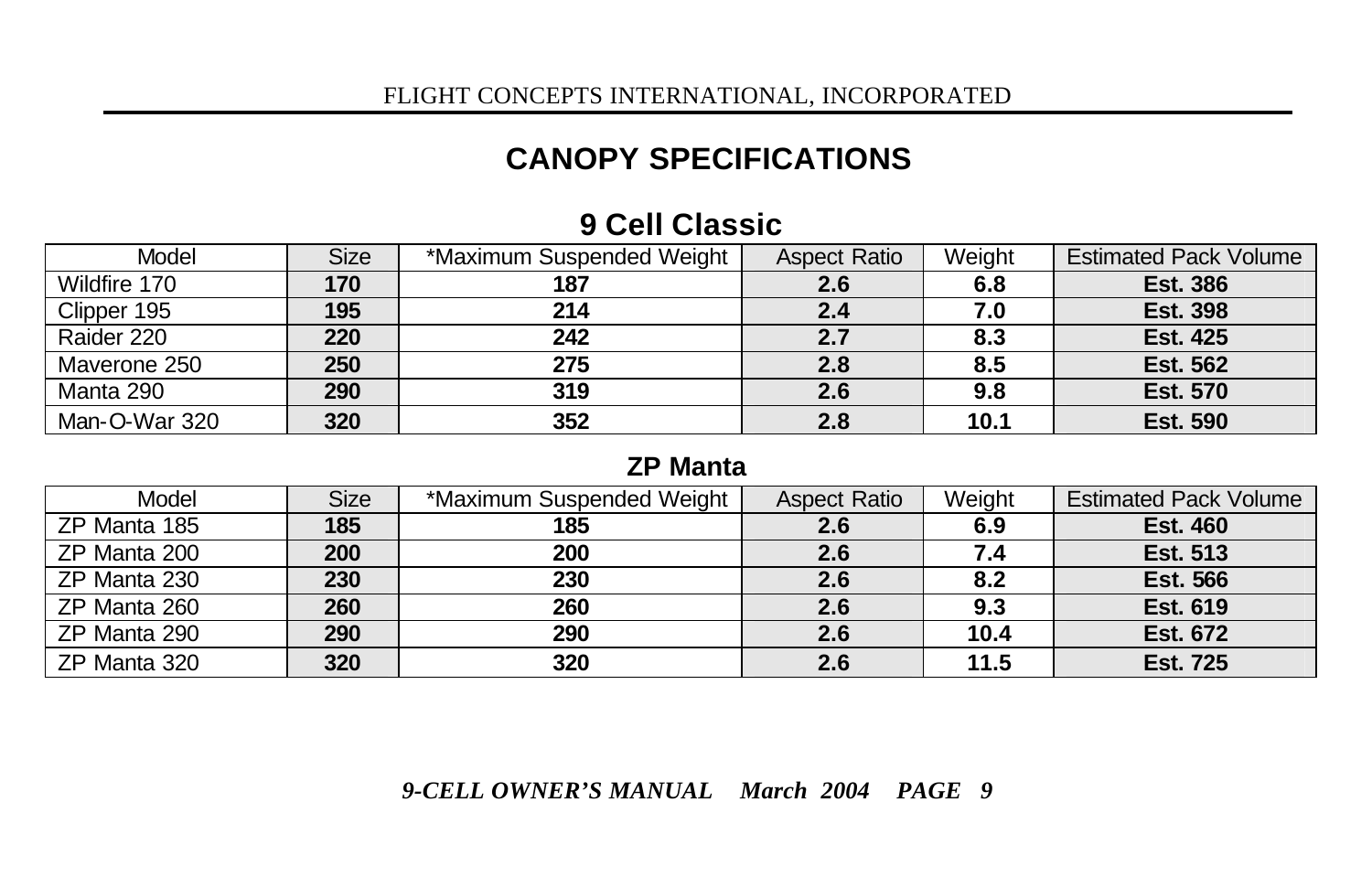# CANOPY SPECIFICATIONS

## 9 Cell Classic

| Model | Size | *Maximum Suspended Weight | Aspect Ratio | Weight | Estimated Pack Volume |
|---|---|---|---|---|---|
| Wildfire 170 | **170** | **187** | **2.6** | **6.8** | **Est. 386** |
| Clipper 195 | **195** | **214** | **2.4** | **7.0** | **Est. 398** |
| Raider 220 | **220** | **242** | **2.7** | **8.3** | **Est. 425** |
| Maverone 250 | **250** | **275** | **2.8** | **8.5** | **Est. 562** |
| Manta 290 | **290** | **319** | **2.6** | **9.8** | **Est. 570** |
| Man-O-War 320 | **320** | **352** | **2.8** | **10.1** | **Est. 590** |

## ZP Manta

| Model | Size | *Maximum Suspended Weight | Aspect Ratio | Weight | Estimated Pack Volume |
|---|---|---|---|---|---|
| ZP Manta 185 | **185** | **185** | **2.6** | **6.9** | **Est. 460** |
| ZP Manta 200 | **200** | **200** | **2.6** | **7.4** | **Est. 513** |
| ZP Manta 230 | **230** | **230** | **2.6** | **8.2** | **Est. 566** |
| ZP Manta 260 | **260** | **260** | **2.6** | **9.3** | **Est. 619** |
| ZP Manta 290 | **290** | **290** | **2.6** | **10.4** | **Est. 672** |
| ZP Manta 320 | **320** | **320** | **2.6** | **11.5** | **Est. 725** |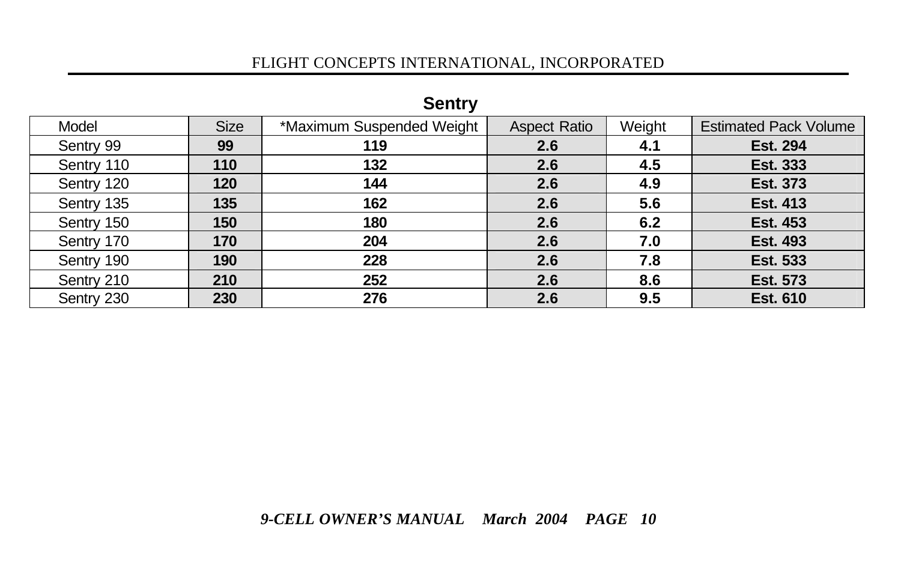## Sentry

| Model | Size | *Maximum Suspended Weight | Aspect Ratio | Weight | Estimated Pack Volume |
|---|---|---|---|---|---|
| Sentry 99 | **99** | **119** | **2.6** | **4.1** | **Est. 294** |
| Sentry 110 | **110** | **132** | **2.6** | **4.5** | **Est. 333** |
| Sentry 120 | **120** | **144** | **2.6** | **4.9** | **Est. 373** |
| Sentry 135 | **135** | **162** | **2.6** | **5.6** | **Est. 413** |
| Sentry 150 | **150** | **180** | **2.6** | **6.2** | **Est. 453** |
| Sentry 170 | **170** | **204** | **2.6** | **7.0** | **Est. 493** |
| Sentry 190 | **190** | **228** | **2.6** | **7.8** | **Est. 533** |
| Sentry 210 | **210** | **252** | **2.6** | **8.6** | **Est. 573** |
| Sentry 230 | **230** | **276** | **2.6** | **9.5** | **Est. 610** |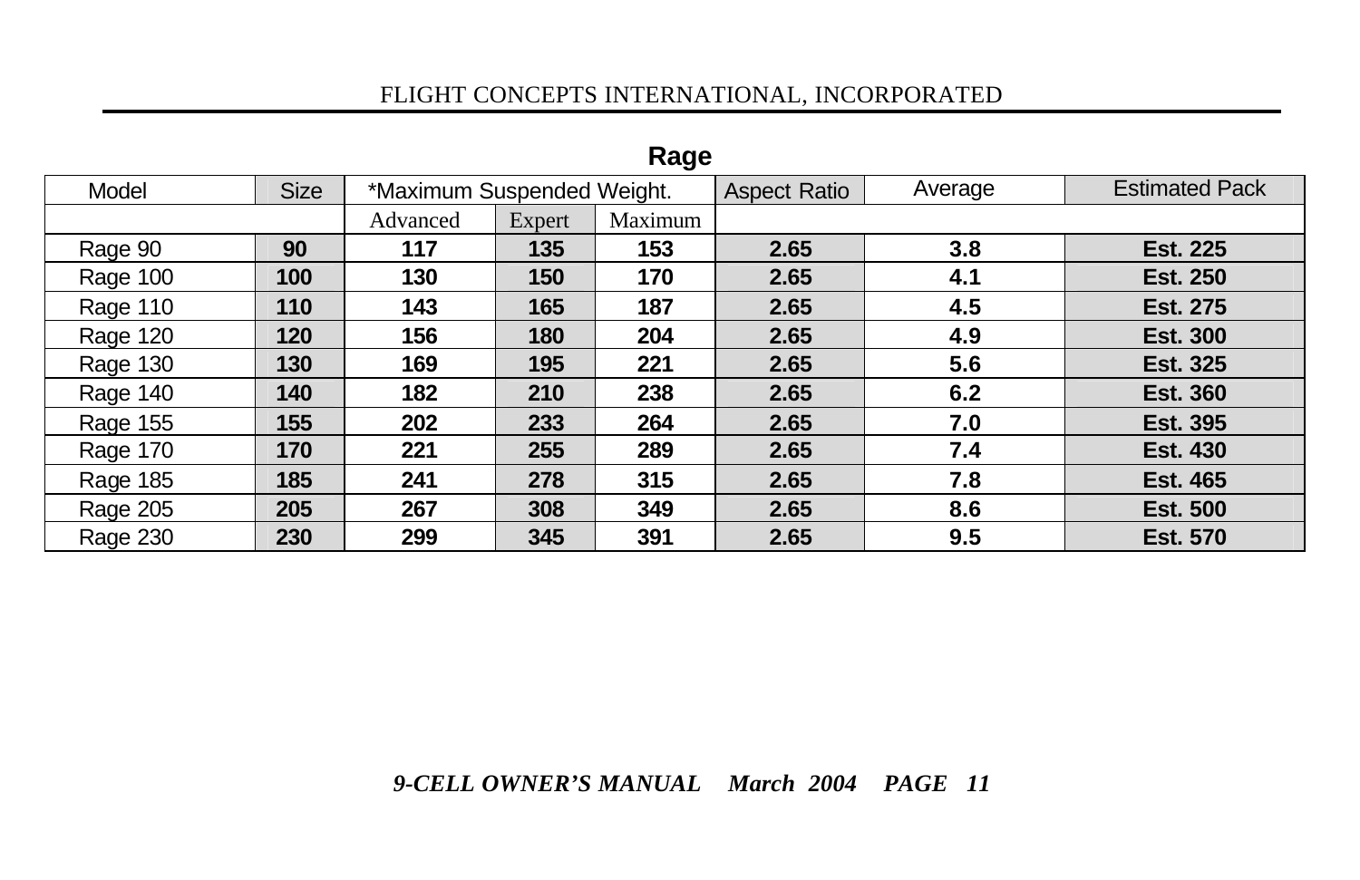## Rage

| Model | Size | *Maximum Suspended Weight. | | | Aspect Ratio | Average | Estimated Pack |
|---|---|---|---|---|---|---|---|
| | | Advanced | Expert | Maximum | | | |
| Rage 90 | **90** | **117** | **135** | **153** | **2.65** | **3.8** | **Est. 225** |
| Rage 100 | **100** | **130** | **150** | **170** | **2.65** | **4.1** | **Est. 250** |
| Rage 110 | **110** | **143** | **165** | **187** | **2.65** | **4.5** | **Est. 275** |
| Rage 120 | **120** | **156** | **180** | **204** | **2.65** | **4.9** | **Est. 300** |
| Rage 130 | **130** | **169** | **195** | **221** | **2.65** | **5.6** | **Est. 325** |
| Rage 140 | **140** | **182** | **210** | **238** | **2.65** | **6.2** | **Est. 360** |
| Rage 155 | **155** | **202** | **233** | **264** | **2.65** | **7.0** | **Est. 395** |
| Rage 170 | **170** | **221** | **255** | **289** | **2.65** | **7.4** | **Est. 430** |
| Rage 185 | **185** | **241** | **278** | **315** | **2.65** | **7.8** | **Est. 465** |
| Rage 205 | **205** | **267** | **308** | **349** | **2.65** | **8.6** | **Est. 500** |
| Rage 230 | **230** | **299** | **345** | **391** | **2.65** | **9.5** | **Est. 570** |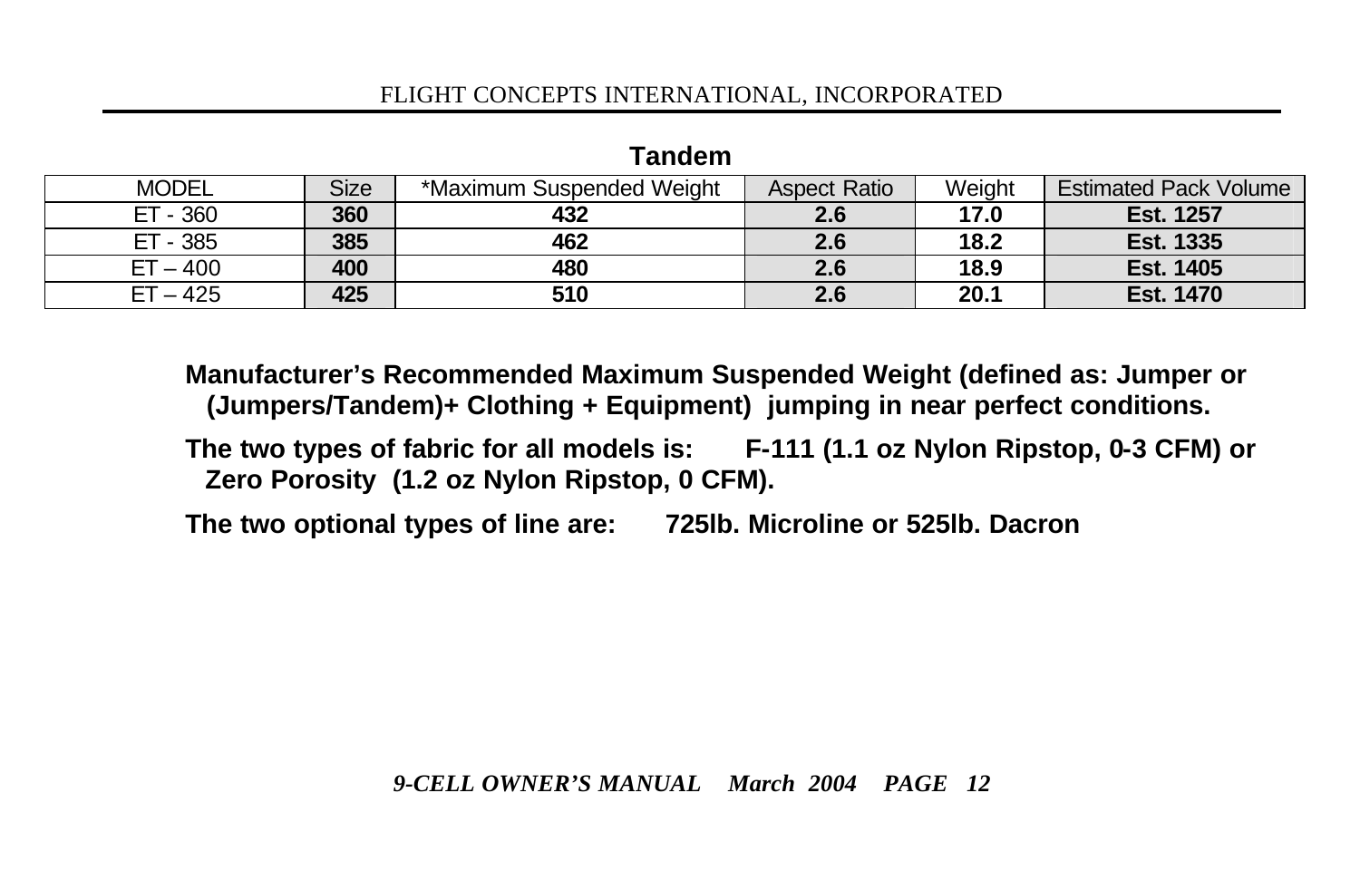## Tandem

| MODEL | Size | *Maximum Suspended Weight | Aspect Ratio | Weight | Estimated Pack Volume |
|---|---|---|---|---|---|
| ET - 360 | **360** | **432** | **2.6** | **17.0** | **Est. 1257** |
| ET - 385 | **385** | **462** | **2.6** | **18.2** | **Est. 1335** |
| ET – 400 | **400** | **480** | **2.6** | **18.9** | **Est. 1405** |
| ET – 425 | **425** | **510** | **2.6** | **20.1** | **Est. 1470** |

**Manufacturer's Recommended Maximum Suspended Weight (defined as: Jumper or (Jumpers/Tandem)+ Clothing + Equipment) jumping in near perfect conditions.**

**The two types of fabric for all models is: F-111 (1.1 oz Nylon Ripstop, 0-3 CFM) or Zero Porosity (1.2 oz Nylon Ripstop, 0 CFM).**

**The two optional types of line are: 725lb. Microline or 525lb. Dacron**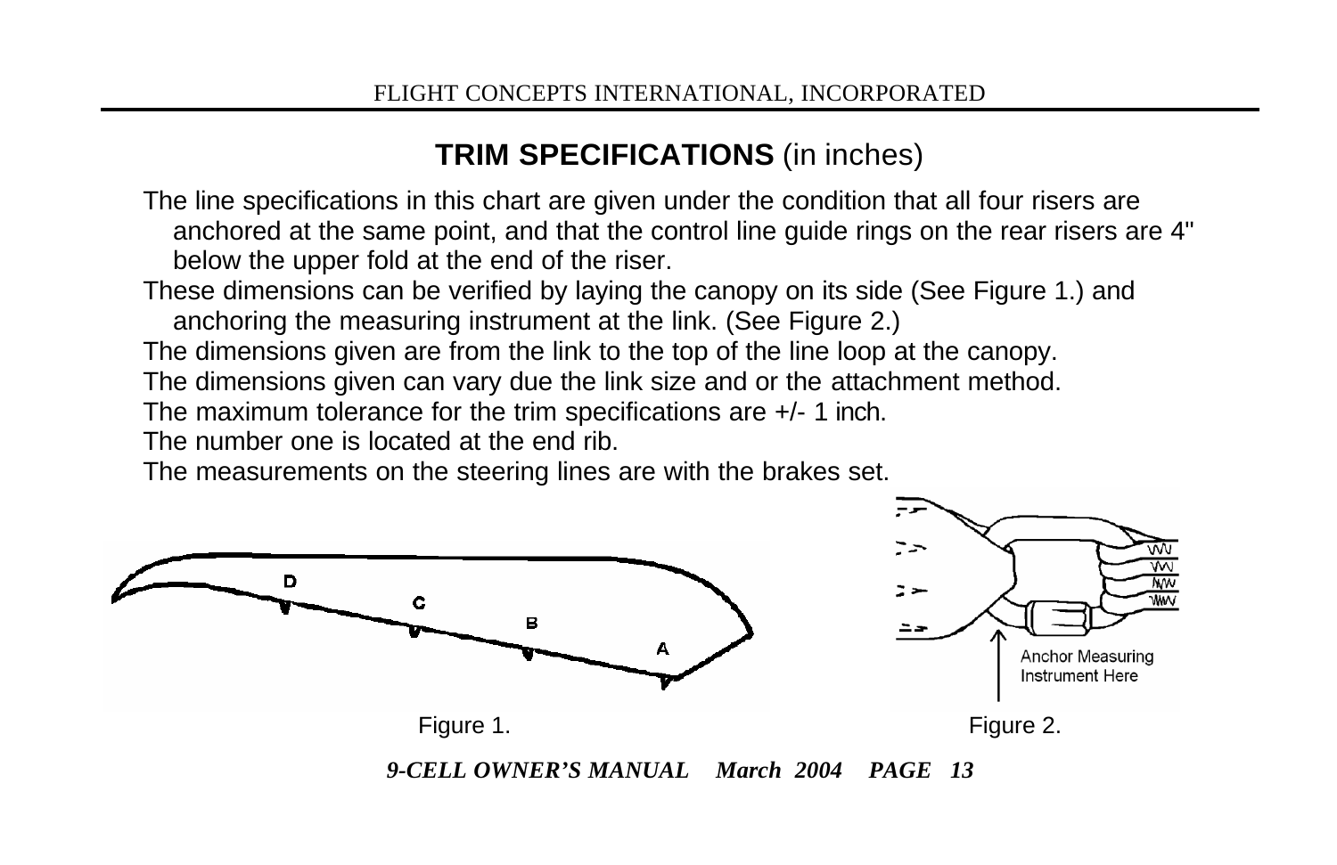## **TRIM SPECIFICATIONS** (in inches)

The line specifications in this chart are given under the condition that all four risers are anchored at the same point, and that the control line guide rings on the rear risers are 4" below the upper fold at the end of the riser.

These dimensions can be verified by laying the canopy on its side (See Figure 1.) and anchoring the measuring instrument at the link. (See Figure 2.)

The dimensions given are from the link to the top of the line loop at the canopy.

The dimensions given can vary due the link size and or the attachment method.

The maximum tolerance for the trim specifications are +/- 1 inch.

The number one is located at the end rib.

The measurements on the steering lines are with the brakes set.

D C B A

Figure 1.

Anchor Measuring Instrument Here

Figure 2.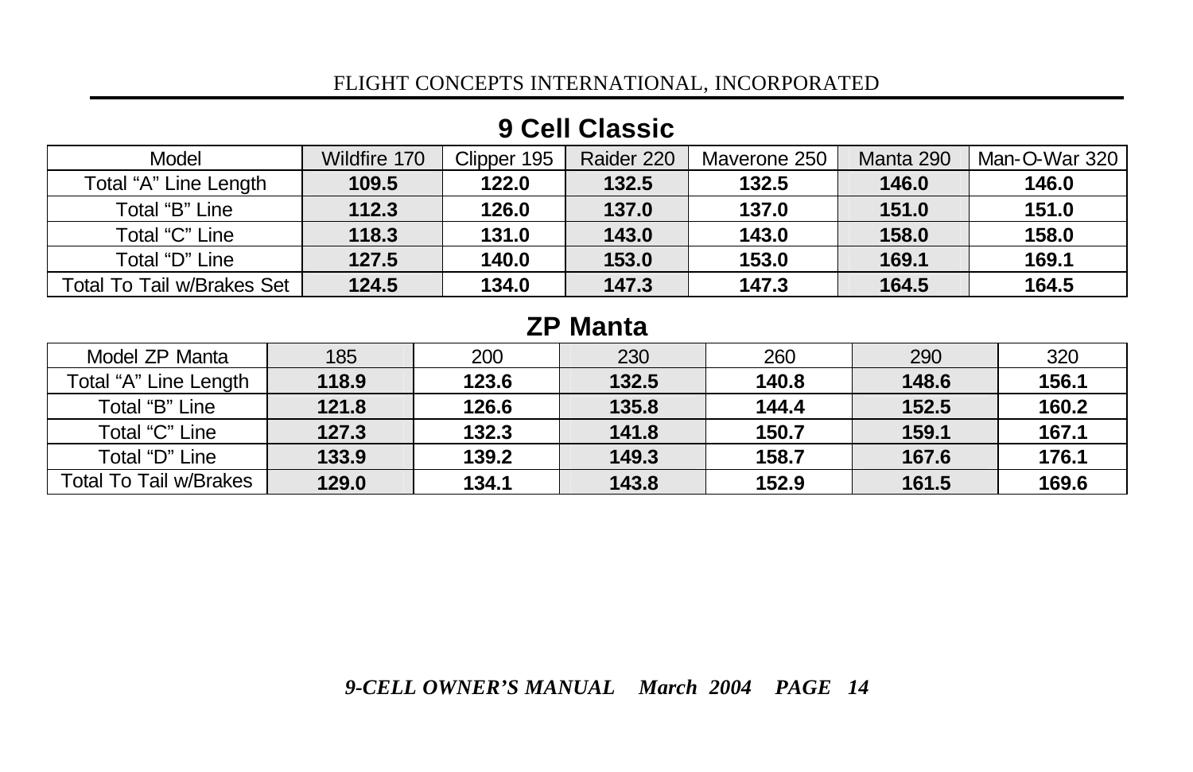## 9 Cell Classic

| Model | Wildfire 170 | Clipper 195 | Raider 220 | Maverone 250 | Manta 290 | Man-O-War 320 |
|---|---|---|---|---|---|---|
| Total “A” Line Length | **109.5** | **122.0** | **132.5** | **132.5** | **146.0** | **146.0** |
| Total “B” Line | **112.3** | **126.0** | **137.0** | **137.0** | **151.0** | **151.0** |
| Total “C” Line | **118.3** | **131.0** | **143.0** | **143.0** | **158.0** | **158.0** |
| Total “D” Line | **127.5** | **140.0** | **153.0** | **153.0** | **169.1** | **169.1** |
| Total To Tail w/Brakes Set | **124.5** | **134.0** | **147.3** | **147.3** | **164.5** | **164.5** |

## ZP Manta

| Model ZP Manta | 185 | 200 | 230 | 260 | 290 | 320 |
|---|---|---|---|---|---|---|
| Total “A” Line Length | **118.9** | **123.6** | **132.5** | **140.8** | **148.6** | **156.1** |
| Total “B” Line | **121.8** | **126.6** | **135.8** | **144.4** | **152.5** | **160.2** |
| Total “C” Line | **127.3** | **132.3** | **141.8** | **150.7** | **159.1** | **167.1** |
| Total “D” Line | **133.9** | **139.2** | **149.3** | **158.7** | **167.6** | **176.1** |
| Total To Tail w/Brakes | **129.0** | **134.1** | **143.8** | **152.9** | **161.5** | **169.6** |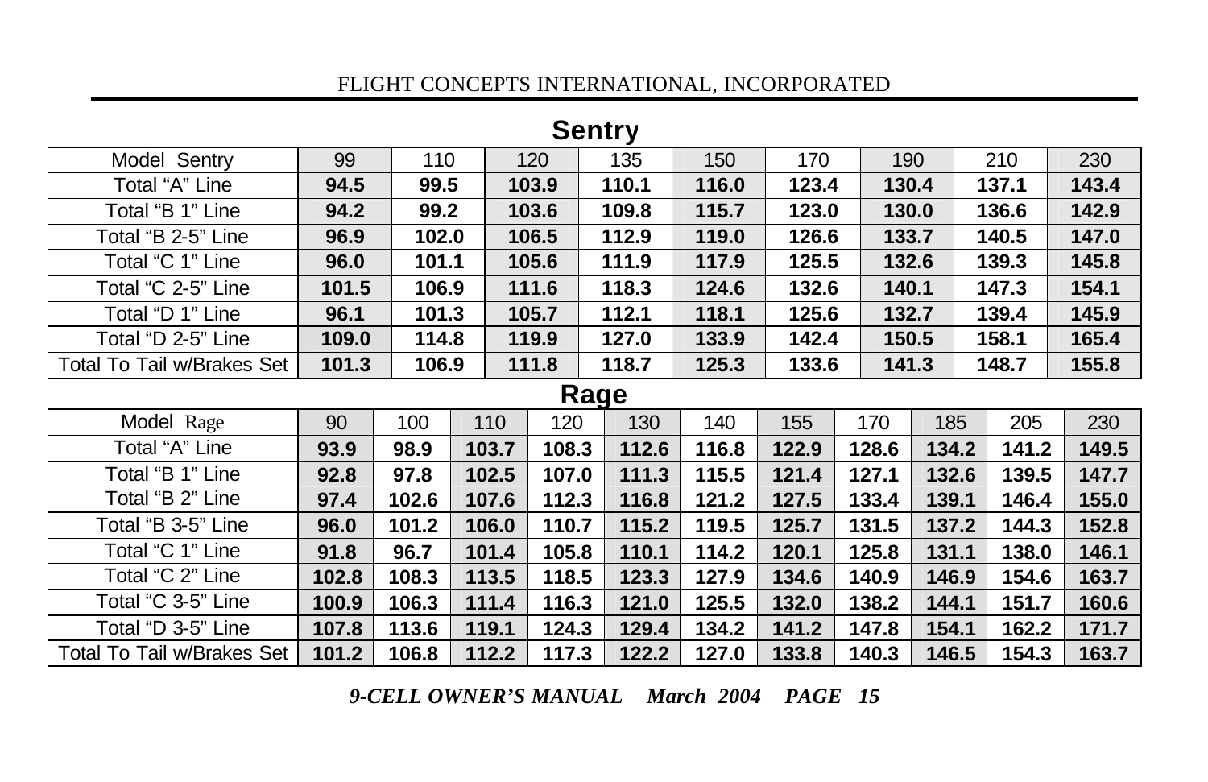## Sentry

| Model Sentry | 99 | 110 | 120 | 135 | 150 | 170 | 190 | 210 | 230 |
|---|---|---|---|---|---|---|---|---|---|
| Total "A" Line | **94.5** | **99.5** | **103.9** | **110.1** | **116.0** | **123.4** | **130.4** | **137.1** | **143.4** |
| Total "B 1" Line | **94.2** | **99.2** | **103.6** | **109.8** | **115.7** | **123.0** | **130.0** | **136.6** | **142.9** |
| Total "B 2-5" Line | **96.9** | **102.0** | **106.5** | **112.9** | **119.0** | **126.6** | **133.7** | **140.5** | **147.0** |
| Total "C 1" Line | **96.0** | **101.1** | **105.6** | **111.9** | **117.9** | **125.5** | **132.6** | **139.3** | **145.8** |
| Total "C 2-5" Line | **101.5** | **106.9** | **111.6** | **118.3** | **124.6** | **132.6** | **140.1** | **147.3** | **154.1** |
| Total "D 1" Line | **96.1** | **101.3** | **105.7** | **112.1** | **118.1** | **125.6** | **132.7** | **139.4** | **145.9** |
| Total "D 2-5" Line | **109.0** | **114.8** | **119.9** | **127.0** | **133.9** | **142.4** | **150.5** | **158.1** | **165.4** |
| Total To Tail w/Brakes Set | **101.3** | **106.9** | **111.8** | **118.7** | **125.3** | **133.6** | **141.3** | **148.7** | **155.8** |

## Rage

| Model Rage | 90 | 100 | 110 | 120 | 130 | 140 | 155 | 170 | 185 | 205 | 230 |
|---|---|---|---|---|---|---|---|---|---|---|---|
| Total "A" Line | **93.9** | **98.9** | **103.7** | **108.3** | **112.6** | **116.8** | **122.9** | **128.6** | **134.2** | **141.2** | **149.5** |
| Total "B 1" Line | **92.8** | **97.8** | **102.5** | **107.0** | **111.3** | **115.5** | **121.4** | **127.1** | **132.6** | **139.5** | **147.7** |
| Total "B 2" Line | **97.4** | **102.6** | **107.6** | **112.3** | **116.8** | **121.2** | **127.5** | **133.4** | **139.1** | **146.4** | **155.0** |
| Total "B 3-5" Line | **96.0** | **101.2** | **106.0** | **110.7** | **115.2** | **119.5** | **125.7** | **131.5** | **137.2** | **144.3** | **152.8** |
| Total "C 1" Line | **91.8** | **96.7** | **101.4** | **105.8** | **110.1** | **114.2** | **120.1** | **125.8** | **131.1** | **138.0** | **146.1** |
| Total "C 2" Line | **102.8** | **108.3** | **113.5** | **118.5** | **123.3** | **127.9** | **134.6** | **140.9** | **146.9** | **154.6** | **163.7** |
| Total "C 3-5" Line | **100.9** | **106.3** | **111.4** | **116.3** | **121.0** | **125.5** | **132.0** | **138.2** | **144.1** | **151.7** | **160.6** |
| Total "D 3-5" Line | **107.8** | **113.6** | **119.1** | **124.3** | **129.4** | **134.2** | **141.2** | **147.8** | **154.1** | **162.2** | **171.7** |
| Total To Tail w/Brakes Set | **101.2** | **106.8** | **112.2** | **117.3** | **122.2** | **127.0** | **133.8** | **140.3** | **146.5** | **154.3** | **163.7** |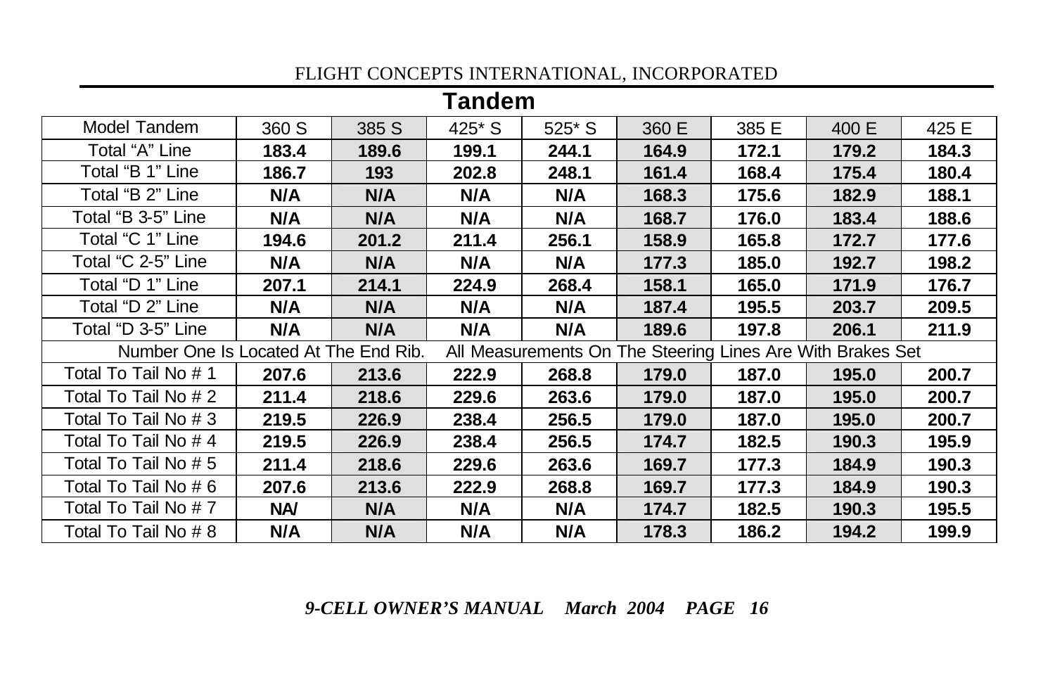## Tandem

| Model Tandem | 360 S | 385 S | 425* S | 525* S | 360 E | 385 E | 400 E | 425 E |
|---|---|---|---|---|---|---|---|---|
| Total “A” Line | **183.4** | **189.6** | **199.1** | **244.1** | **164.9** | **172.1** | **179.2** | **184.3** |
| Total “B 1” Line | **186.7** | **193** | **202.8** | **248.1** | **161.4** | **168.4** | **175.4** | **180.4** |
| Total “B 2” Line | **N/A** | **N/A** | **N/A** | **N/A** | **168.3** | **175.6** | **182.9** | **188.1** |
| Total “B 3-5” Line | **N/A** | **N/A** | **N/A** | **N/A** | **168.7** | **176.0** | **183.4** | **188.6** |
| Total “C 1” Line | **194.6** | **201.2** | **211.4** | **256.1** | **158.9** | **165.8** | **172.7** | **177.6** |
| Total “C 2-5” Line | **N/A** | **N/A** | **N/A** | **N/A** | **177.3** | **185.0** | **192.7** | **198.2** |
| Total “D 1” Line | **207.1** | **214.1** | **224.9** | **268.4** | **158.1** | **165.0** | **171.9** | **176.7** |
| Total “D 2” Line | **N/A** | **N/A** | **N/A** | **N/A** | **187.4** | **195.5** | **203.7** | **209.5** |
| Total “D 3-5” Line | **N/A** | **N/A** | **N/A** | **N/A** | **189.6** | **197.8** | **206.1** | **211.9** |
| Number One Is Located At The End Rib. All Measurements On The Steering Lines Are With Brakes Set | | | | | | | | |
| Total To Tail No # 1 | **207.6** | **213.6** | **222.9** | **268.8** | **179.0** | **187.0** | **195.0** | **200.7** |
| Total To Tail No # 2 | **211.4** | **218.6** | **229.6** | **263.6** | **179.0** | **187.0** | **195.0** | **200.7** |
| Total To Tail No # 3 | **219.5** | **226.9** | **238.4** | **256.5** | **179.0** | **187.0** | **195.0** | **200.7** |
| Total To Tail No # 4 | **219.5** | **226.9** | **238.4** | **256.5** | **174.7** | **182.5** | **190.3** | **195.9** |
| Total To Tail No # 5 | **211.4** | **218.6** | **229.6** | **263.6** | **169.7** | **177.3** | **184.9** | **190.3** |
| Total To Tail No # 6 | **207.6** | **213.6** | **222.9** | **268.8** | **169.7** | **177.3** | **184.9** | **190.3** |
| Total To Tail No # 7 | **NA/** | **N/A** | **N/A** | **N/A** | **174.7** | **182.5** | **190.3** | **195.5** |
| Total To Tail No # 8 | **N/A** | **N/A** | **N/A** | **N/A** | **178.3** | **186.2** | **194.2** | **199.9** |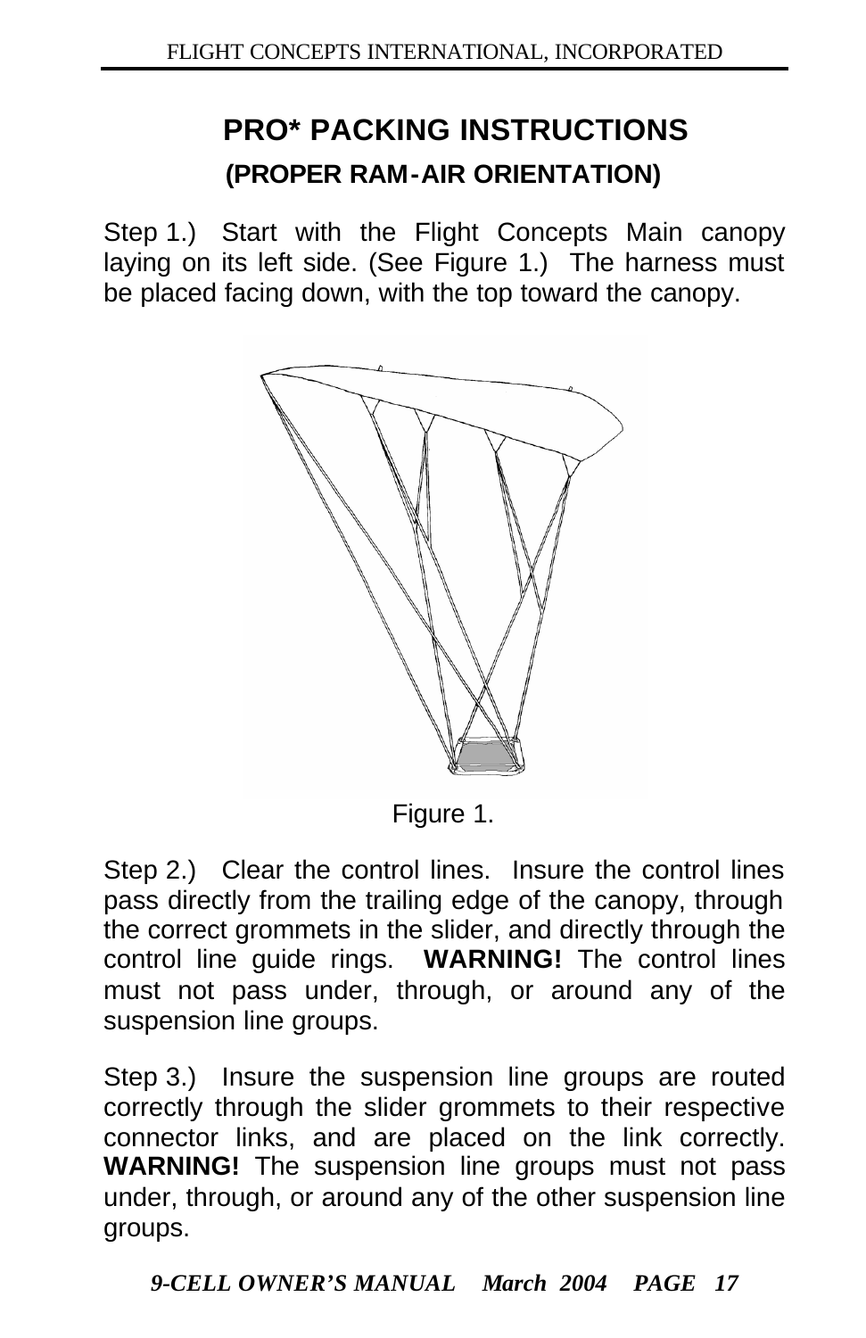# PRO* PACKING INSTRUCTIONS

## (PROPER RAM-AIR ORIENTATION)

Step 1.) Start with the Flight Concepts Main canopy laying on its left side. (See Figure 1.) The harness must be placed facing down, with the top toward the canopy.

Figure 1.

Step 2.) Clear the control lines. Insure the control lines pass directly from the trailing edge of the canopy, through the correct grommets in the slider, and directly through the control line guide rings. **WARNING!** The control lines must not pass under, through, or around any of the suspension line groups.

Step 3.) Insure the suspension line groups are routed correctly through the slider grommets to their respective connector links, and are placed on the link correctly. **WARNING!** The suspension line groups must not pass under, through, or around any of the other suspension line groups.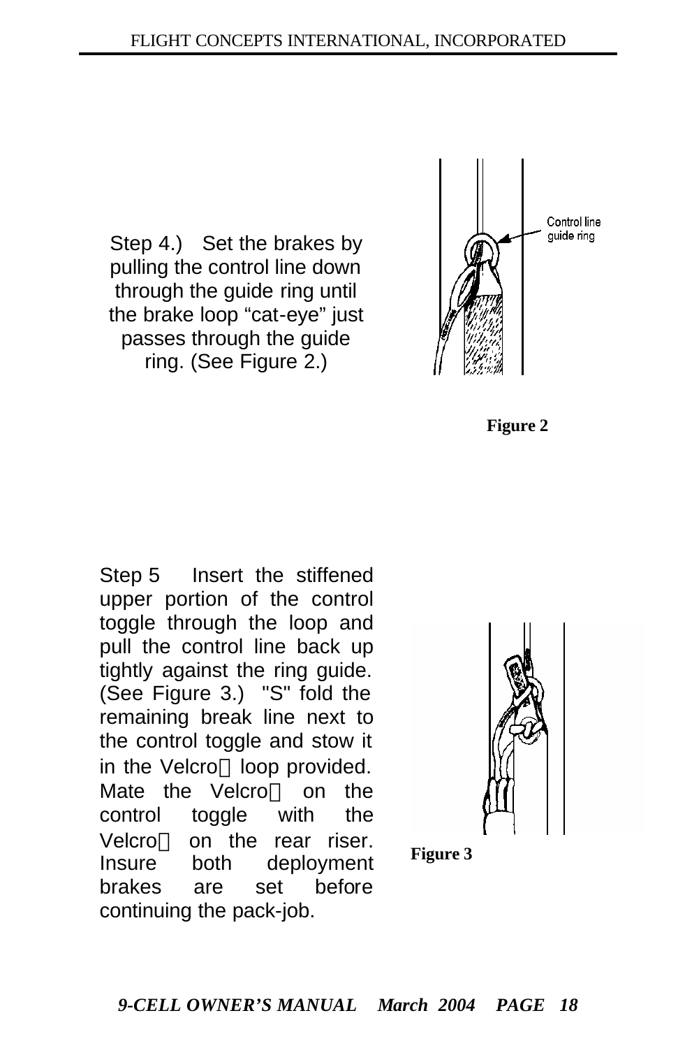Step 4.) Set the brakes by pulling the control line down through the guide ring until the brake loop "cat-eye" just passes through the guide ring. (See Figure 2.)

Control line guide ring

**Figure 2**

Step 5 Insert the stiffened upper portion of the control toggle through the loop and pull the control line back up tightly against the ring guide. (See Figure 3.) "S" fold the remaining break line next to the control toggle and stow it in the Velcro loop provided. Mate the Velcro on the control toggle with the Velcro on the rear riser. Insure both deployment brakes are set before continuing the pack-job.

**Figure 3**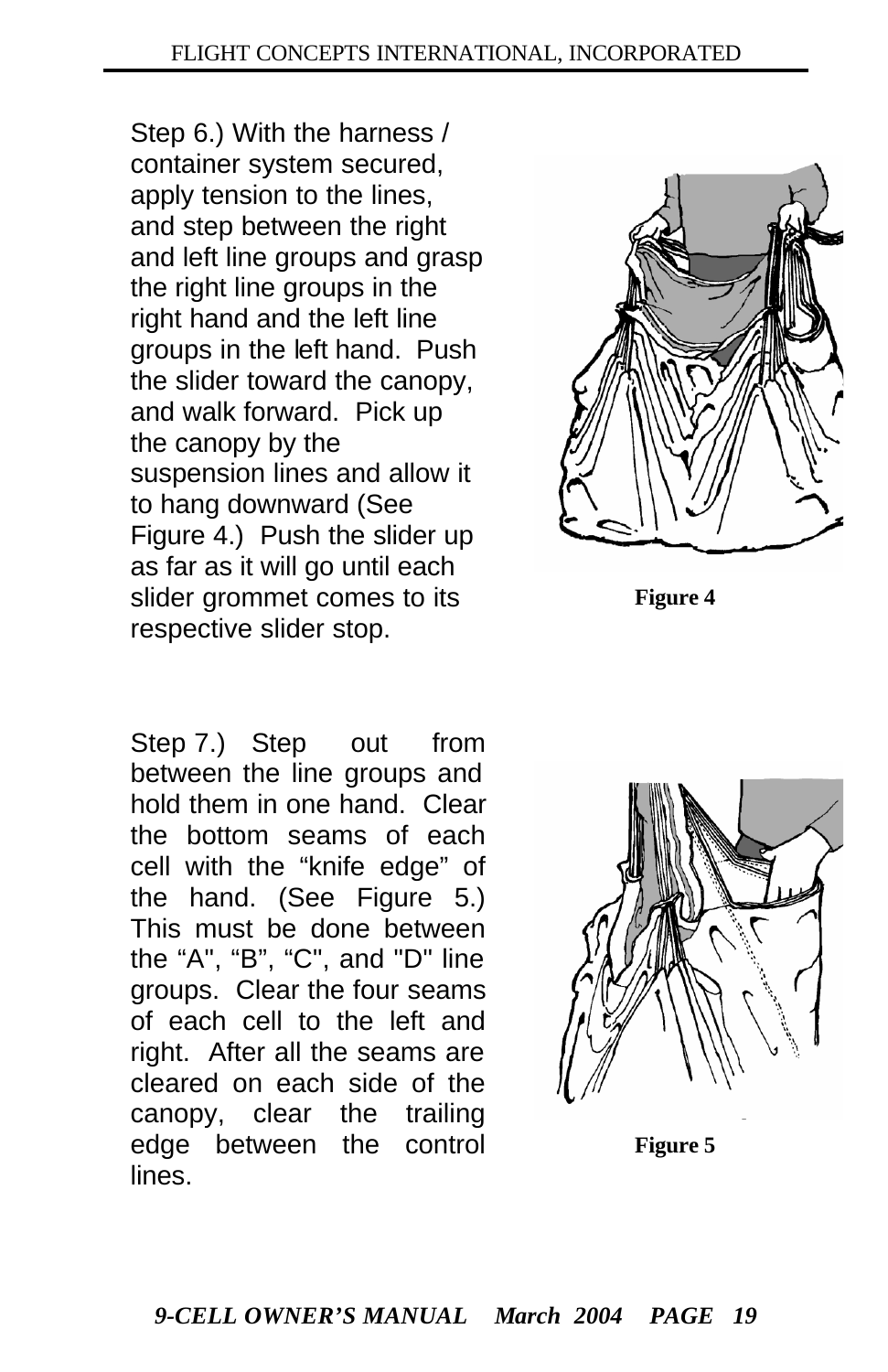Step 6.) With the harness / container system secured, apply tension to the lines, and step between the right and left line groups and grasp the right line groups in the right hand and the left line groups in the left hand. Push the slider toward the canopy, and walk forward. Pick up the canopy by the suspension lines and allow it to hang downward (See Figure 4.) Push the slider up as far as it will go until each slider grommet comes to its respective slider stop.

**Figure 4**

Step 7.) Step out from between the line groups and hold them in one hand. Clear the bottom seams of each cell with the "knife edge" of the hand. (See Figure 5.) This must be done between the "A", "B", "C", and "D" line groups. Clear the four seams of each cell to the left and right. After all the seams are cleared on each side of the canopy, clear the trailing edge between the control lines.

**Figure 5**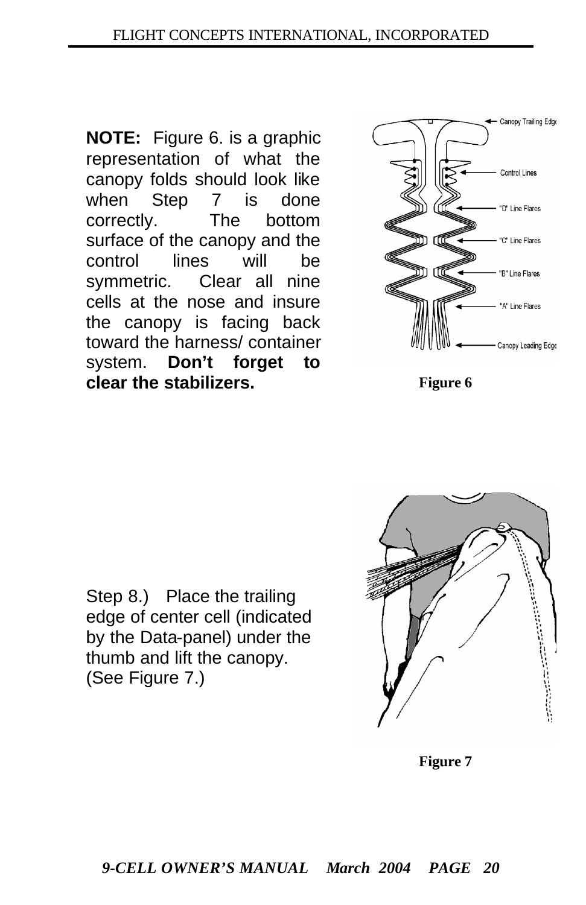**NOTE:** Figure 6. is a graphic representation of what the canopy folds should look like when Step 7 is done correctly. The bottom surface of the canopy and the control lines will be symmetric. Clear all nine cells at the nose and insure the canopy is facing back toward the harness/ container system. **Don't forget to clear the stabilizers.**

**Figure 6**

Step 8.) Place the trailing edge of center cell (indicated by the Data-panel) under the thumb and lift the canopy. (See Figure 7.)

**Figure 7**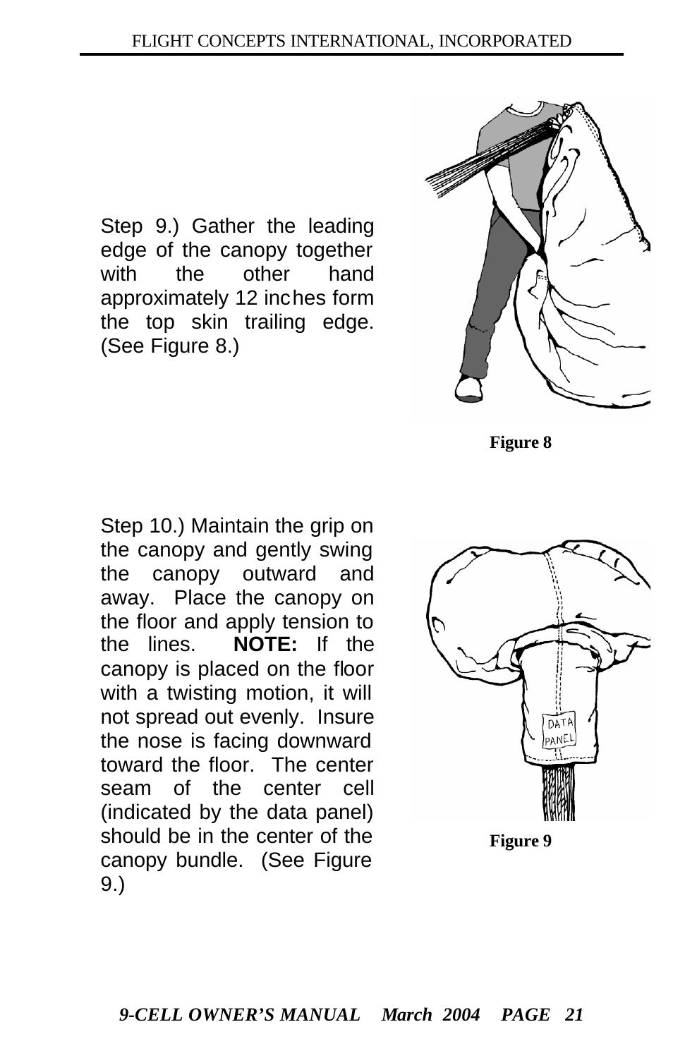Step 9.) Gather the leading edge of the canopy together with the other hand approximately 12 inches form the top skin trailing edge. (See Figure 8.)

**Figure 8**

Step 10.) Maintain the grip on the canopy and gently swing the canopy outward and away. Place the canopy on the floor and apply tension to the lines. **NOTE:** If the canopy is placed on the floor with a twisting motion, it will not spread out evenly. Insure the nose is facing downward toward the floor. The center seam of the center cell (indicated by the data panel) should be in the center of the canopy bundle. (See Figure 9.)

**Figure 9**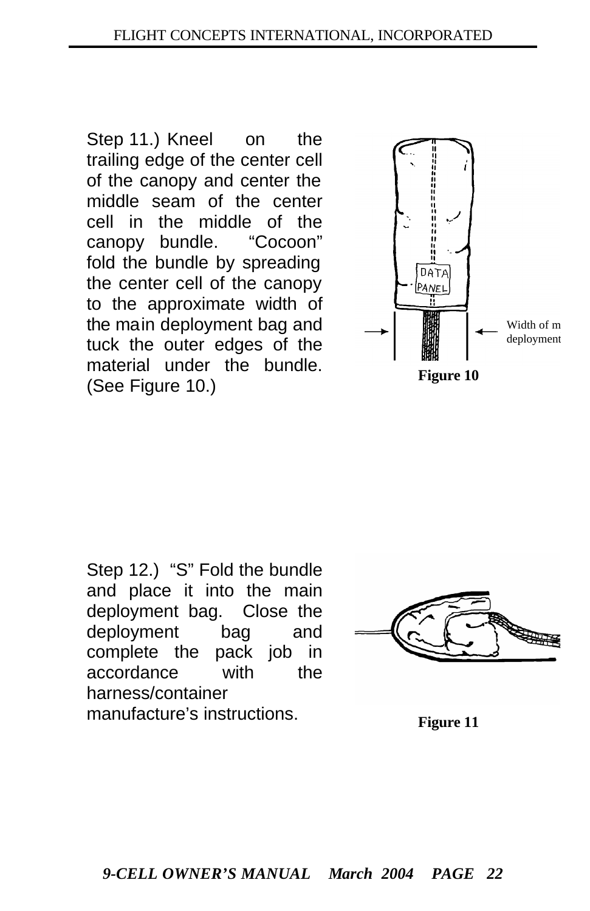Step 11.) Kneel on the trailing edge of the center cell of the canopy and center the middle seam of the center cell in the middle of the canopy bundle. "Cocoon" fold the bundle by spreading the center cell of the canopy to the approximate width of the main deployment bag and tuck the outer edges of the material under the bundle. (See Figure 10.)

DATA PANEL

Width of m deployment

**Figure 10**

Step 12.) "S" Fold the bundle and place it into the main deployment bag. Close the deployment bag and complete the pack job in accordance with the harness/container manufacture's instructions.

**Figure 11**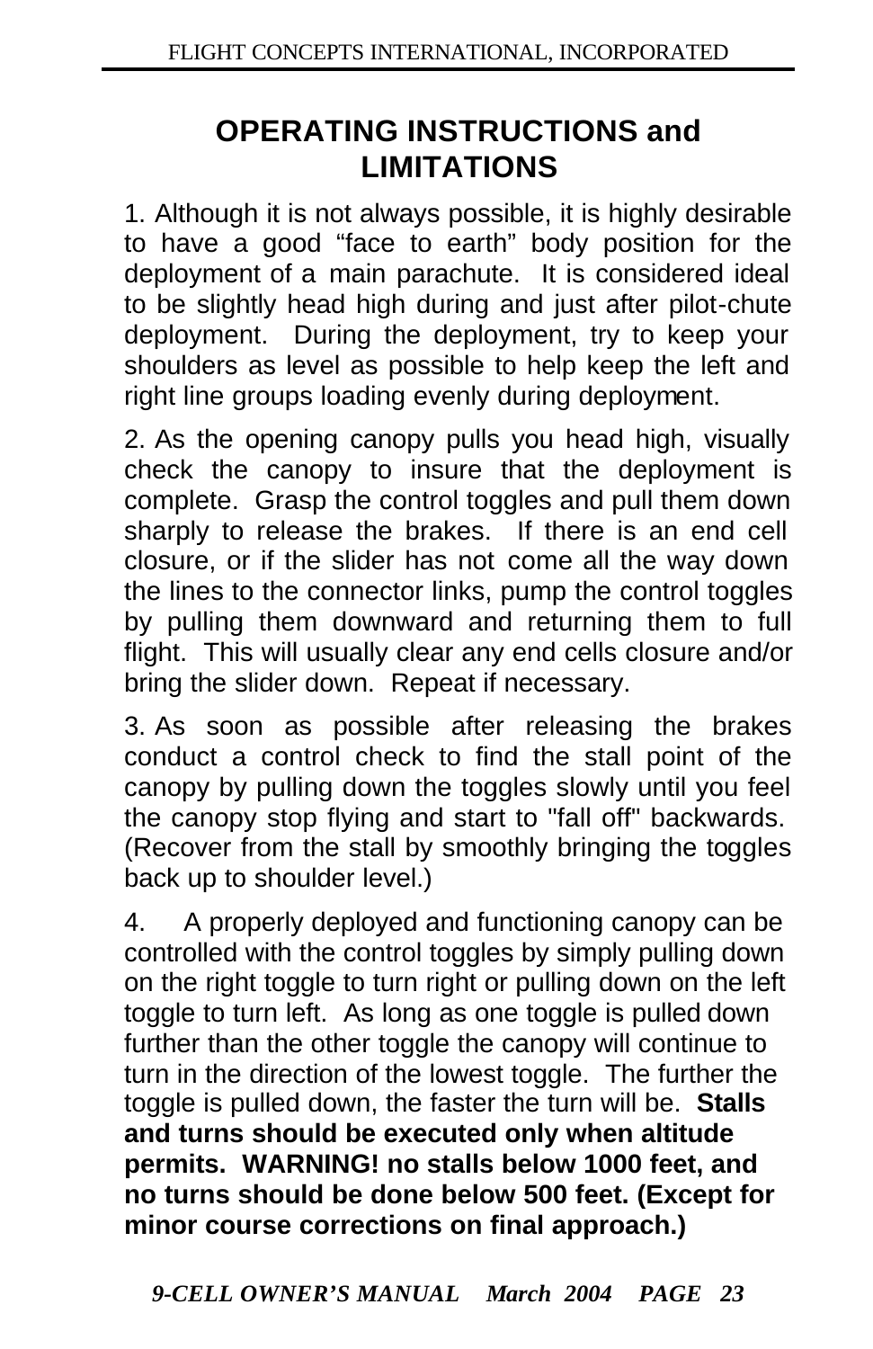# OPERATING INSTRUCTIONS and LIMITATIONS

1. Although it is not always possible, it is highly desirable to have a good “face to earth” body position for the deployment of a main parachute. It is considered ideal to be slightly head high during and just after pilot-chute deployment. During the deployment, try to keep your shoulders as level as possible to help keep the left and right line groups loading evenly during deployment.

2. As the opening canopy pulls you head high, visually check the canopy to insure that the deployment is complete. Grasp the control toggles and pull them down sharply to release the brakes. If there is an end cell closure, or if the slider has not come all the way down the lines to the connector links, pump the control toggles by pulling them downward and returning them to full flight. This will usually clear any end cells closure and/or bring the slider down. Repeat if necessary.

3. As soon as possible after releasing the brakes conduct a control check to find the stall point of the canopy by pulling down the toggles slowly until you feel the canopy stop flying and start to "fall off" backwards. (Recover from the stall by smoothly bringing the toggles back up to shoulder level.)

4. A properly deployed and functioning canopy can be controlled with the control toggles by simply pulling down on the right toggle to turn right or pulling down on the left toggle to turn left. As long as one toggle is pulled down further than the other toggle the canopy will continue to turn in the direction of the lowest toggle. The further the toggle is pulled down, the faster the turn will be. **Stalls and turns should be executed only when altitude permits. WARNING! no stalls below 1000 feet, and no turns should be done below 500 feet. (Except for minor course corrections on final approach.)**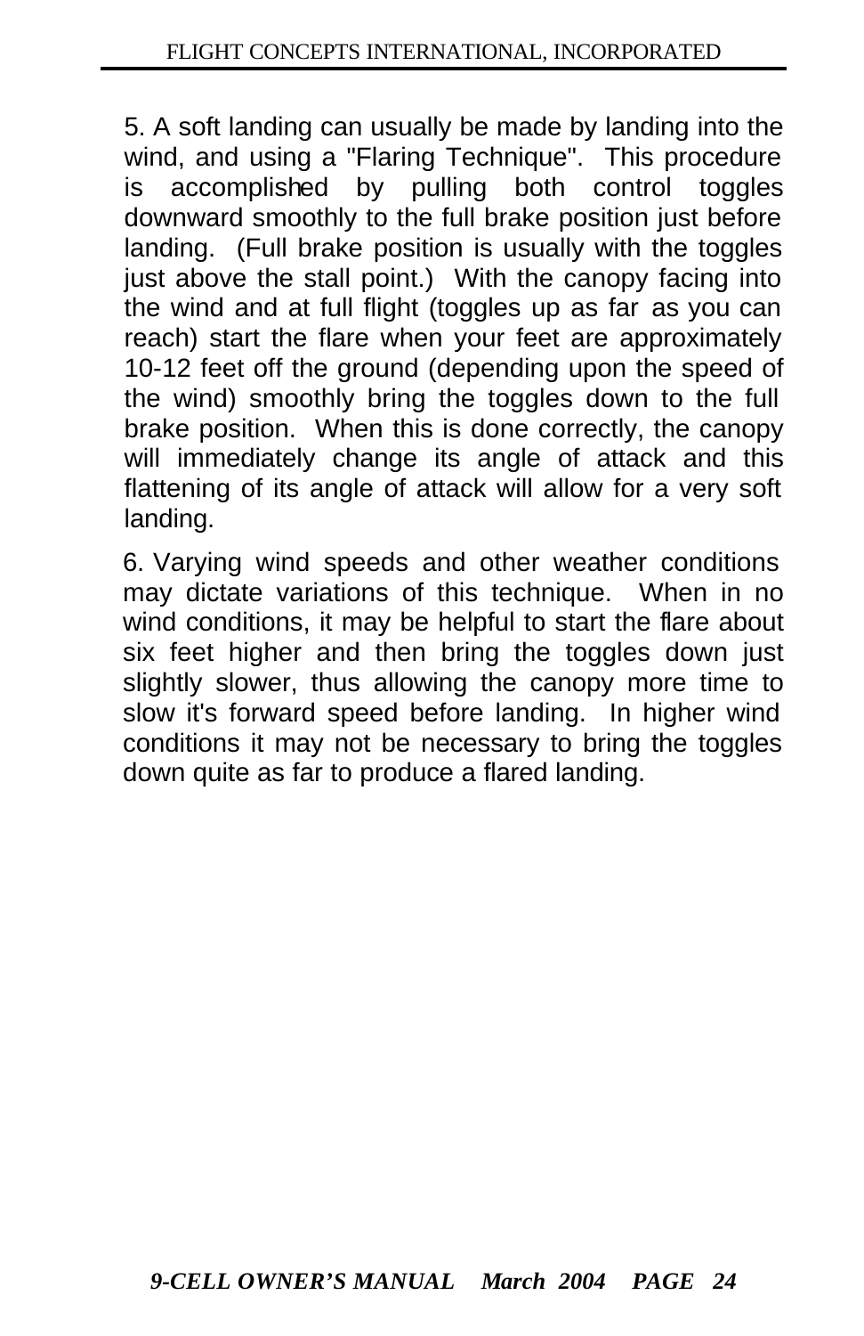5. A soft landing can usually be made by landing into the wind, and using a "Flaring Technique". This procedure is accomplished by pulling both control toggles downward smoothly to the full brake position just before landing. (Full brake position is usually with the toggles just above the stall point.) With the canopy facing into the wind and at full flight (toggles up as far as you can reach) start the flare when your feet are approximately 10-12 feet off the ground (depending upon the speed of the wind) smoothly bring the toggles down to the full brake position. When this is done correctly, the canopy will immediately change its angle of attack and this flattening of its angle of attack will allow for a very soft landing.

6. Varying wind speeds and other weather conditions may dictate variations of this technique. When in no wind conditions, it may be helpful to start the flare about six feet higher and then bring the toggles down just slightly slower, thus allowing the canopy more time to slow it's forward speed before landing. In higher wind conditions it may not be necessary to bring the toggles down quite as far to produce a flared landing.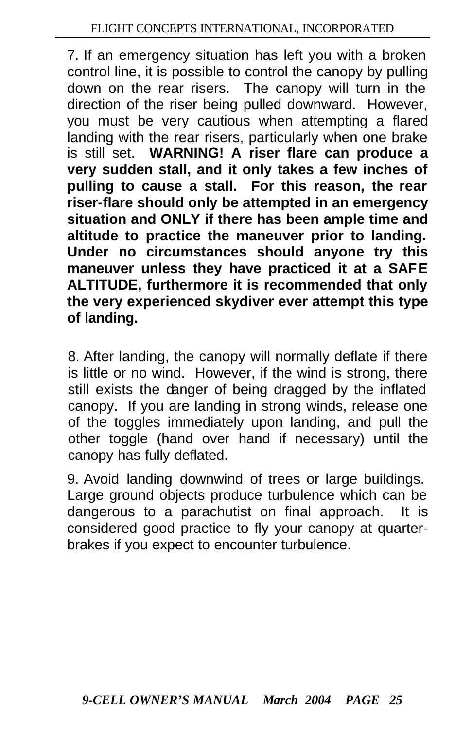7. If an emergency situation has left you with a broken control line, it is possible to control the canopy by pulling down on the rear risers. The canopy will turn in the direction of the riser being pulled downward. However, you must be very cautious when attempting a flared landing with the rear risers, particularly when one brake is still set. **WARNING! A riser flare can produce a very sudden stall, and it only takes a few inches of pulling to cause a stall. For this reason, the rear riser-flare should only be attempted in an emergency situation and ONLY if there has been ample time and altitude to practice the maneuver prior to landing. Under no circumstances should anyone try this maneuver unless they have practiced it at a SAFE ALTITUDE, furthermore it is recommended that only the very experienced skydiver ever attempt this type of landing.**

8. After landing, the canopy will normally deflate if there is little or no wind. However, if the wind is strong, there still exists the danger of being dragged by the inflated canopy. If you are landing in strong winds, release one of the toggles immediately upon landing, and pull the other toggle (hand over hand if necessary) until the canopy has fully deflated.

9. Avoid landing downwind of trees or large buildings. Large ground objects produce turbulence which can be dangerous to a parachutist on final approach. It is considered good practice to fly your canopy at quarter-brakes if you expect to encounter turbulence.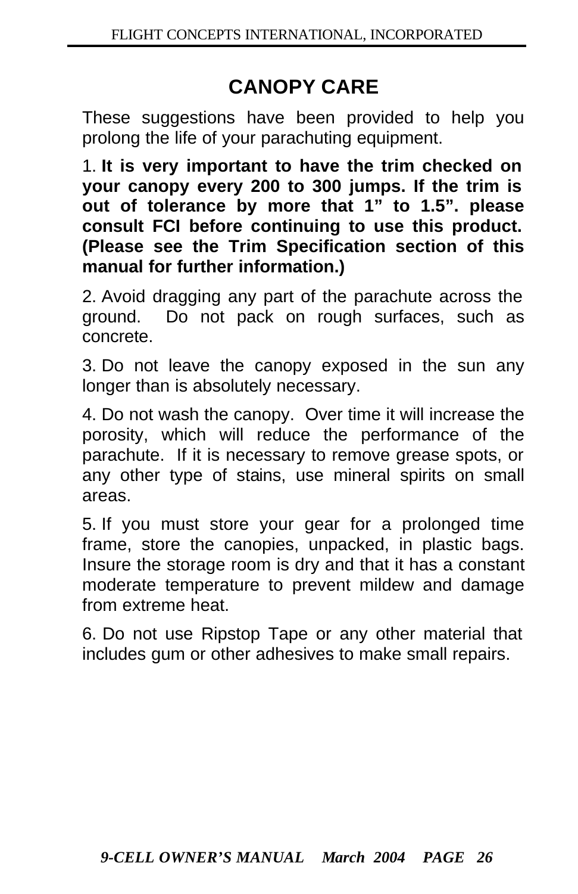# CANOPY CARE

These suggestions have been provided to help you prolong the life of your parachuting equipment.

1. **It is very important to have the trim checked on your canopy every 200 to 300 jumps. If the trim is out of tolerance by more that 1" to 1.5". please consult FCI before continuing to use this product. (Please see the Trim Specification section of this manual for further information.)**

2. Avoid dragging any part of the parachute across the ground. Do not pack on rough surfaces, such as concrete.

3. Do not leave the canopy exposed in the sun any longer than is absolutely necessary.

4. Do not wash the canopy. Over time it will increase the porosity, which will reduce the performance of the parachute. If it is necessary to remove grease spots, or any other type of stains, use mineral spirits on small areas.

5. If you must store your gear for a prolonged time frame, store the canopies, unpacked, in plastic bags. Insure the storage room is dry and that it has a constant moderate temperature to prevent mildew and damage from extreme heat.

6. Do not use Ripstop Tape or any other material that includes gum or other adhesives to make small repairs.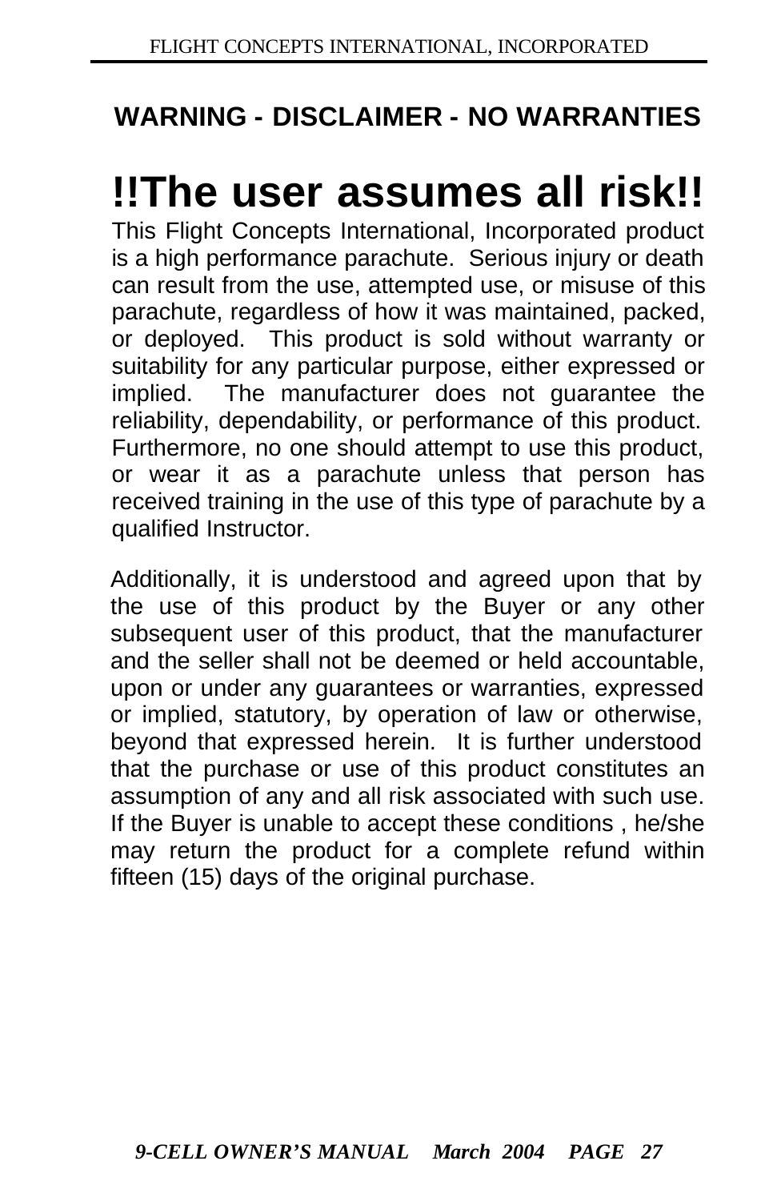## WARNING - DISCLAIMER - NO WARRANTIES

# !!The user assumes all risk!!

This Flight Concepts International, Incorporated product is a high performance parachute. Serious injury or death can result from the use, attempted use, or misuse of this parachute, regardless of how it was maintained, packed, or deployed. This product is sold without warranty or suitability for any particular purpose, either expressed or implied. The manufacturer does not guarantee the reliability, dependability, or performance of this product. Furthermore, no one should attempt to use this product, or wear it as a parachute unless that person has received training in the use of this type of parachute by a qualified Instructor.

Additionally, it is understood and agreed upon that by the use of this product by the Buyer or any other subsequent user of this product, that the manufacturer and the seller shall not be deemed or held accountable, upon or under any guarantees or warranties, expressed or implied, statutory, by operation of law or otherwise, beyond that expressed herein. It is further understood that the purchase or use of this product constitutes an assumption of any and all risk associated with such use. If the Buyer is unable to accept these conditions , he/she may return the product for a complete refund within fifteen (15) days of the original purchase.